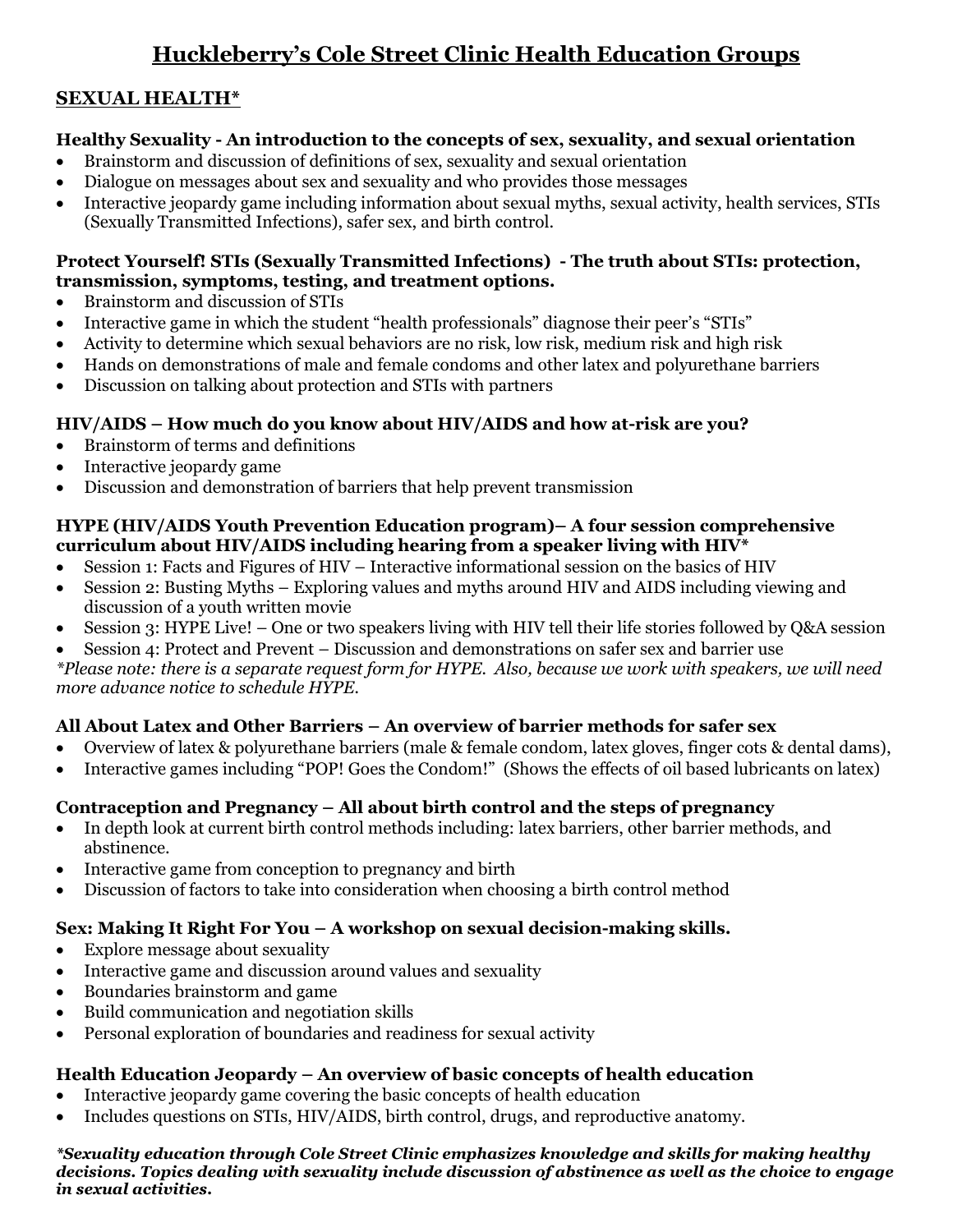# Huckleberry's Cole Street Clinic Health Education Groups

## SEXUAL HEALTH*

### Healthy Sexuality - An introduction to the concepts of sex, sexuality, and sexual orientation

- Brainstorm and discussion of definitions of sex, sexuality and sexual orientation
- Dialogue on messages about sex and sexuality and who provides those messages
- Interactive jeopardy game including information about sexual myths, sexual activity, health services, STIs (Sexually Transmitted Infections), safer sex, and birth control.

### Protect Yourself! STIs (Sexually Transmitted Infections) - The truth about STIs: protection, transmission, symptoms, testing, and treatment options.

- Brainstorm and discussion of STIs
- Interactive game in which the student "health professionals" diagnose their peer's "STIs"
- Activity to determine which sexual behaviors are no risk, low risk, medium risk and high risk
- Hands on demonstrations of male and female condoms and other latex and polyurethane barriers
- Discussion on talking about protection and STIs with partners

### HIV/AIDS – How much do you know about HIV/AIDS and how at-risk are you?

- Brainstorm of terms and definitions
- Interactive jeopardy game
- Discussion and demonstration of barriers that help prevent transmission

### HYPE (HIV/AIDS Youth Prevention Education program)– A four session comprehensive curriculum about HIV/AIDS including hearing from a speaker living with HIV*

- Session 1: Facts and Figures of HIV – Interactive informational session on the basics of HIV
- Session 2: Busting Myths – Exploring values and myths around HIV and AIDS including viewing and discussion of a youth written movie
- Session 3: HYPE Live! – One or two speakers living with HIV tell their life stories followed by Q&A session
- Session 4: Protect and Prevent – Discussion and demonstrations on safer sex and barrier use

*\*Please note: there is a separate request form for HYPE. Also, because we work with speakers, we will need more advance notice to schedule HYPE.*

### All About Latex and Other Barriers – An overview of barrier methods for safer sex

- Overview of latex & polyurethane barriers (male & female condom, latex gloves, finger cots & dental dams),
- Interactive games including "POP! Goes the Condom!" (Shows the effects of oil based lubricants on latex)

### Contraception and Pregnancy – All about birth control and the steps of pregnancy

- In depth look at current birth control methods including: latex barriers, other barrier methods, and abstinence.
- Interactive game from conception to pregnancy and birth
- Discussion of factors to take into consideration when choosing a birth control method

### Sex: Making It Right For You – A workshop on sexual decision-making skills.

- Explore message about sexuality
- Interactive game and discussion around values and sexuality
- Boundaries brainstorm and game
- Build communication and negotiation skills
- Personal exploration of boundaries and readiness for sexual activity

### Health Education Jeopardy – An overview of basic concepts of health education

- Interactive jeopardy game covering the basic concepts of health education
- Includes questions on STIs, HIV/AIDS, birth control, drugs, and reproductive anatomy.

***\*Sexuality education through Cole Street Clinic emphasizes knowledge and skills for making healthy decisions. Topics dealing with sexuality include discussion of abstinence as well as the choice to engage in sexual activities.***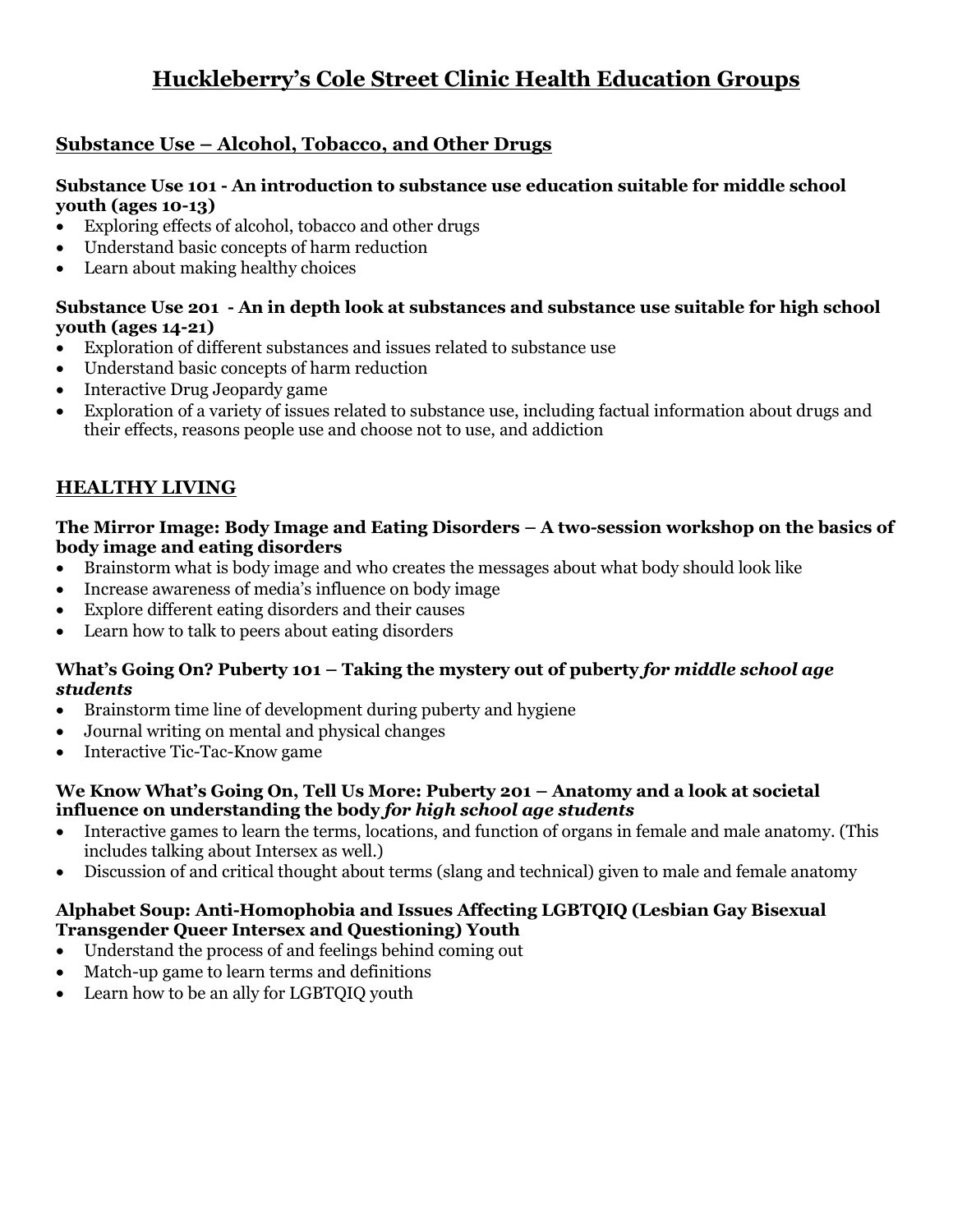# Huckleberry's Cole Street Clinic Health Education Groups

## Substance Use – Alcohol, Tobacco, and Other Drugs

**Substance Use 101 - An introduction to substance use education suitable for middle school youth (ages 10-13)**

- Exploring effects of alcohol, tobacco and other drugs
- Understand basic concepts of harm reduction
- Learn about making healthy choices

**Substance Use 201 - An in depth look at substances and substance use suitable for high school youth (ages 14-21)**

- Exploration of different substances and issues related to substance use
- Understand basic concepts of harm reduction
- Interactive Drug Jeopardy game
- Exploration of a variety of issues related to substance use, including factual information about drugs and their effects, reasons people use and choose not to use, and addiction

## HEALTHY LIVING

**The Mirror Image: Body Image and Eating Disorders – A two-session workshop on the basics of body image and eating disorders**

- Brainstorm what is body image and who creates the messages about what body should look like
- Increase awareness of media's influence on body image
- Explore different eating disorders and their causes
- Learn how to talk to peers about eating disorders

**What's Going On? Puberty 101 – Taking the mystery out of puberty *for middle school age students***

- Brainstorm time line of development during puberty and hygiene
- Journal writing on mental and physical changes
- Interactive Tic-Tac-Know game

**We Know What's Going On, Tell Us More: Puberty 201 – Anatomy and a look at societal influence on understanding the body *for high school age students***

- Interactive games to learn the terms, locations, and function of organs in female and male anatomy. (This includes talking about Intersex as well.)
- Discussion of and critical thought about terms (slang and technical) given to male and female anatomy

**Alphabet Soup: Anti-Homophobia and Issues Affecting LGBTQIQ (Lesbian Gay Bisexual Transgender Queer Intersex and Questioning) Youth**

- Understand the process of and feelings behind coming out
- Match-up game to learn terms and definitions
- Learn how to be an ally for LGBTQIQ youth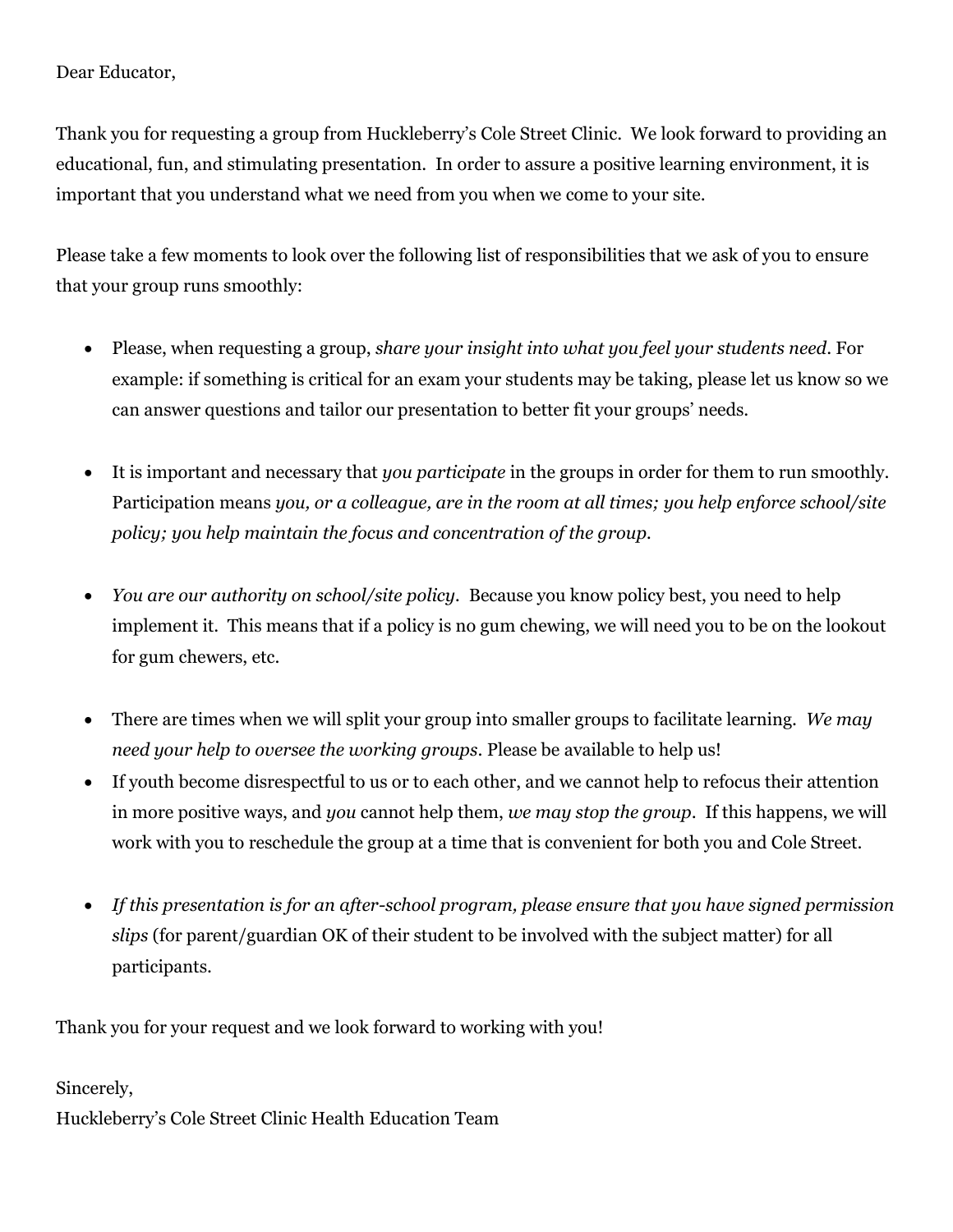Dear Educator,

Thank you for requesting a group from Huckleberry's Cole Street Clinic. We look forward to providing an educational, fun, and stimulating presentation. In order to assure a positive learning environment, it is important that you understand what we need from you when we come to your site.

Please take a few moments to look over the following list of responsibilities that we ask of you to ensure that your group runs smoothly:

- Please, when requesting a group, *share your insight into what you feel your students need*. For example: if something is critical for an exam your students may be taking, please let us know so we can answer questions and tailor our presentation to better fit your groups' needs.

- It is important and necessary that *you participate* in the groups in order for them to run smoothly. Participation means *you, or a colleague, are in the room at all times; you help enforce school/site policy; you help maintain the focus and concentration of the group.*

- *You are our authority on school/site policy*. Because you know policy best, you need to help implement it. This means that if a policy is no gum chewing, we will need you to be on the lookout for gum chewers, etc.

- There are times when we will split your group into smaller groups to facilitate learning. *We may need your help to oversee the working groups*. Please be available to help us!
- If youth become disrespectful to us or to each other, and we cannot help to refocus their attention in more positive ways, and *you* cannot help them, *we may stop the group*. If this happens, we will work with you to reschedule the group at a time that is convenient for both you and Cole Street.

- *If this presentation is for an after-school program, please ensure that you have signed permission slips* (for parent/guardian OK of their student to be involved with the subject matter) for all participants.

Thank you for your request and we look forward to working with you!

Sincerely,
Huckleberry's Cole Street Clinic Health Education Team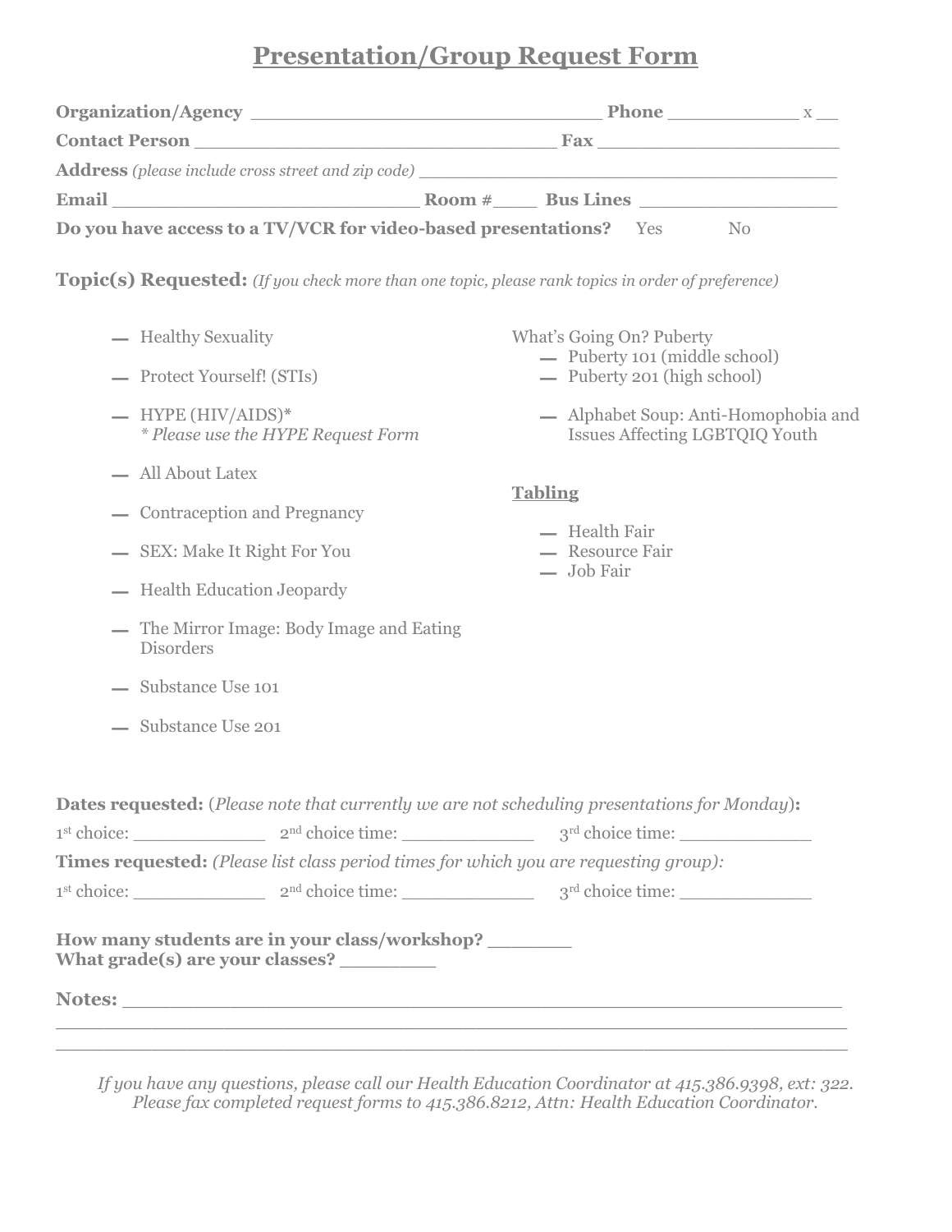# Presentation/Group Request Form

**Organization/Agency** ______________________________ **Phone** ___________ x __

**Contact Person** _______________________________ **Fax** _____________________

**Address** *(please include cross street and zip code)* _______________________________________

**Email** __________________________ **Room #**____ **Bus Lines** _________________

**Do you have access to a TV/VCR for video-based presentations?** Yes No

**Topic(s) Requested:** *(If you check more than one topic, please rank topics in order of preference)*

- __ Healthy Sexuality
- __ Protect Yourself! (STIs)
- __ HYPE (HIV/AIDS)*
  *\* Please use the HYPE Request Form*
- __ All About Latex
- __ Contraception and Pregnancy
- __ SEX: Make It Right For You
- __ Health Education Jeopardy
- __ The Mirror Image: Body Image and Eating Disorders
- __ Substance Use 101
- __ Substance Use 201

What's Going On? Puberty

- __ Puberty 101 (middle school)
- __ Puberty 201 (high school)

- __ Alphabet Soup: Anti-Homophobia and Issues Affecting LGBTQIQ Youth

**Tabling**

- __ Health Fair
- __ Resource Fair
- __ Job Fair

**Dates requested:** (*Please note that currently we are not scheduling presentations for Monday*)**:**

1st choice: ____________ 2nd choice time: ____________ 3rd choice time: ____________

**Times requested:** *(Please list class period times for which you are requesting group):*

1st choice: ____________ 2nd choice time: ____________ 3rd choice time: ____________

**How many students are in your class/workshop?** _______
**What grade(s) are your classes?** ________

**Notes:** ______________________________________________________________
________________________________________________________________________
________________________________________________________________________

*If you have any questions, please call our Health Education Coordinator at 415.386.9398, ext: 322. Please fax completed request forms to 415.386.8212, Attn: Health Education Coordinator.*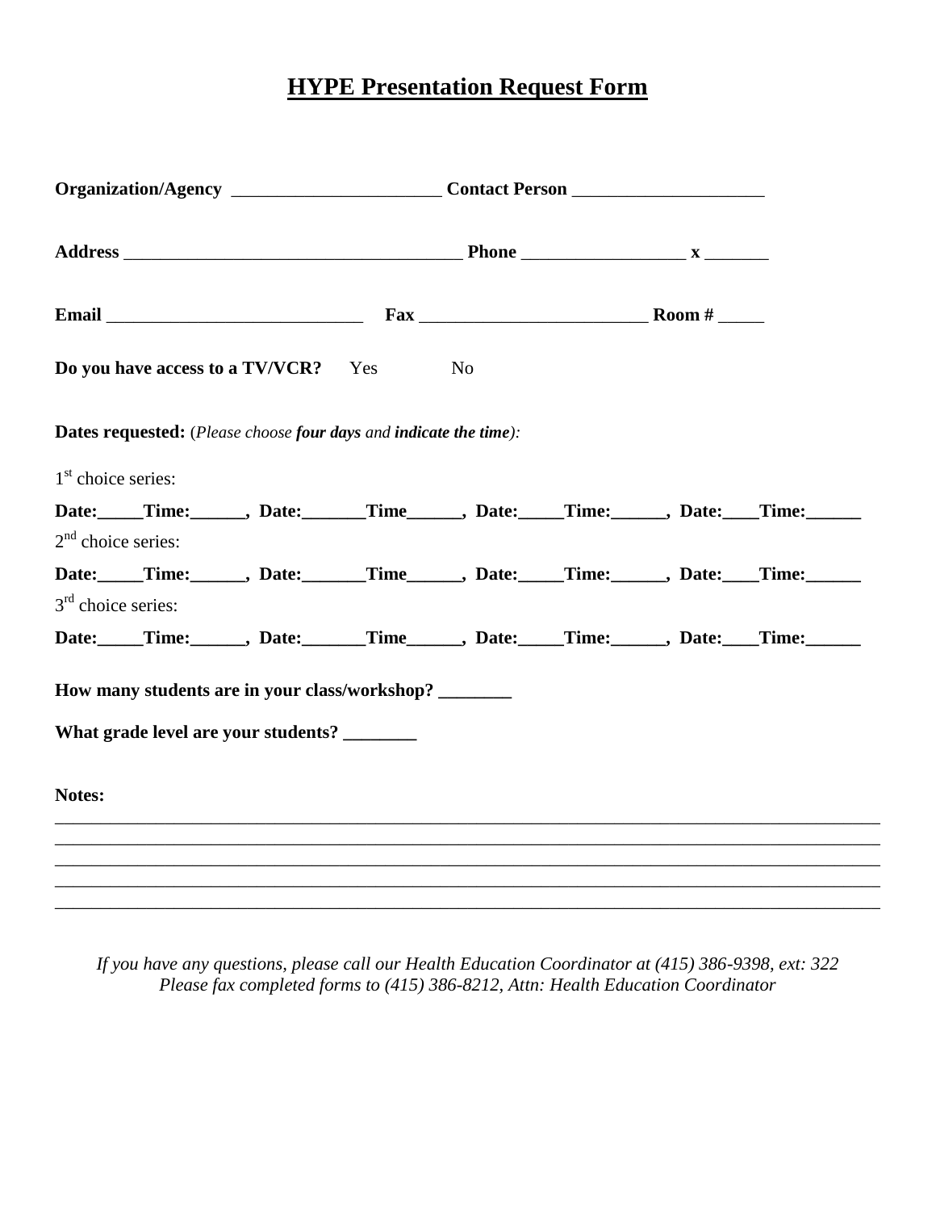# HYPE Presentation Request Form

**Organization/Agency** _______________________ **Contact Person** _____________________

**Address** ____________________________________ **Phone** _________________ **x** _______

**Email** ____________________________ **Fax** ________________________ **Room #** _____

**Do you have access to a TV/VCR?** Yes No

**Dates requested:** (*Please choose **four days** and **indicate the time***):

1st choice series:

**Date:_____Time:______, Date:_______Time______, Date:_____Time:______, Date:____Time:______**

2nd choice series:

**Date:_____Time:______, Date:_______Time______, Date:_____Time:______, Date:____Time:______**

3rd choice series:

**Date:_____Time:______, Date:_______Time______, Date:_____Time:______, Date:____Time:______**

**How many students are in your class/workshop? ________**

**What grade level are your students? ________**

**Notes:**

_____________________________________________________________________________________________

_____________________________________________________________________________________________

_____________________________________________________________________________________________

_____________________________________________________________________________________________

_____________________________________________________________________________________________

*If you have any questions, please call our Health Education Coordinator at (415) 386-9398, ext: 322*
*Please fax completed forms to (415) 386-8212, Attn: Health Education Coordinator*